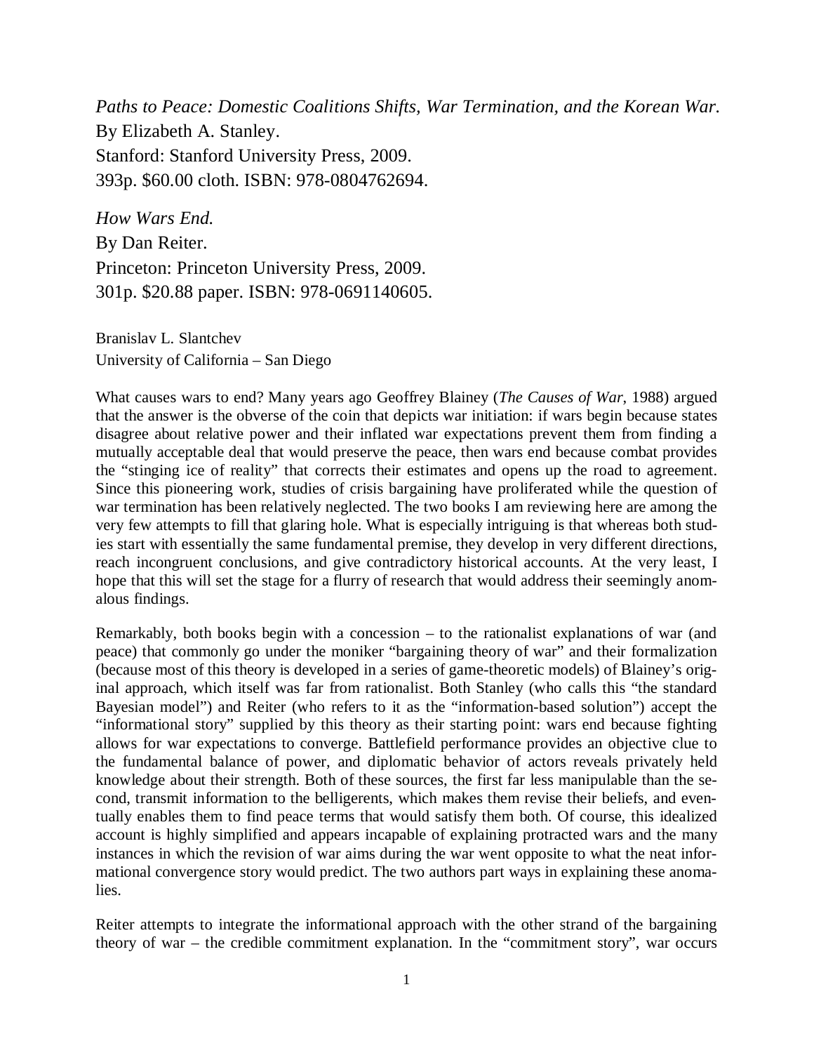*Paths to Peace: Domestic Coalitions Shifts, War Termination, and the Korean War.*
By Elizabeth A. Stanley.
Stanford: Stanford University Press, 2009.
393p. $60.00 cloth. ISBN: 978-0804762694.

*How Wars End.*
By Dan Reiter.
Princeton: Princeton University Press, 2009.
301p. $20.88 paper. ISBN: 978-0691140605.

Branislav L. Slantchev
University of California – San Diego

What causes wars to end? Many years ago Geoffrey Blainey (*The Causes of War*, 1988) argued that the answer is the obverse of the coin that depicts war initiation: if wars begin because states disagree about relative power and their inflated war expectations prevent them from finding a mutually acceptable deal that would preserve the peace, then wars end because combat provides the "stinging ice of reality" that corrects their estimates and opens up the road to agreement. Since this pioneering work, studies of crisis bargaining have proliferated while the question of war termination has been relatively neglected. The two books I am reviewing here are among the very few attempts to fill that glaring hole. What is especially intriguing is that whereas both studies start with essentially the same fundamental premise, they develop in very different directions, reach incongruent conclusions, and give contradictory historical accounts. At the very least, I hope that this will set the stage for a flurry of research that would address their seemingly anomalous findings.

Remarkably, both books begin with a concession – to the rationalist explanations of war (and peace) that commonly go under the moniker "bargaining theory of war" and their formalization (because most of this theory is developed in a series of game-theoretic models) of Blainey's original approach, which itself was far from rationalist. Both Stanley (who calls this "the standard Bayesian model") and Reiter (who refers to it as the "information-based solution") accept the "informational story" supplied by this theory as their starting point: wars end because fighting allows for war expectations to converge. Battlefield performance provides an objective clue to the fundamental balance of power, and diplomatic behavior of actors reveals privately held knowledge about their strength. Both of these sources, the first far less manipulable than the second, transmit information to the belligerents, which makes them revise their beliefs, and eventually enables them to find peace terms that would satisfy them both. Of course, this idealized account is highly simplified and appears incapable of explaining protracted wars and the many instances in which the revision of war aims during the war went opposite to what the neat informational convergence story would predict. The two authors part ways in explaining these anomalies.

Reiter attempts to integrate the informational approach with the other strand of the bargaining theory of war – the credible commitment explanation. In the "commitment story", war occurs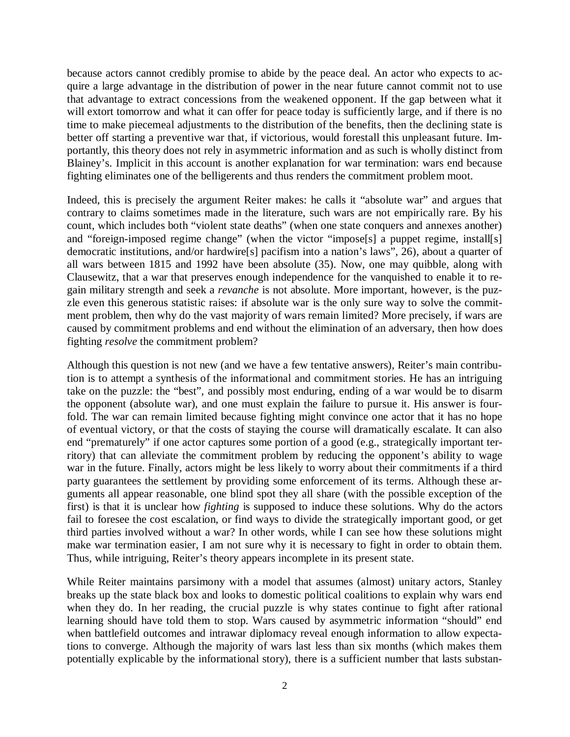because actors cannot credibly promise to abide by the peace deal. An actor who expects to acquire a large advantage in the distribution of power in the near future cannot commit not to use that advantage to extract concessions from the weakened opponent. If the gap between what it will extort tomorrow and what it can offer for peace today is sufficiently large, and if there is no time to make piecemeal adjustments to the distribution of the benefits, then the declining state is better off starting a preventive war that, if victorious, would forestall this unpleasant future. Importantly, this theory does not rely in asymmetric information and as such is wholly distinct from Blainey's. Implicit in this account is another explanation for war termination: wars end because fighting eliminates one of the belligerents and thus renders the commitment problem moot.

Indeed, this is precisely the argument Reiter makes: he calls it "absolute war" and argues that contrary to claims sometimes made in the literature, such wars are not empirically rare. By his count, which includes both "violent state deaths" (when one state conquers and annexes another) and "foreign-imposed regime change" (when the victor "impose[s] a puppet regime, install[s] democratic institutions, and/or hardwire[s] pacifism into a nation's laws", 26), about a quarter of all wars between 1815 and 1992 have been absolute (35). Now, one may quibble, along with Clausewitz, that a war that preserves enough independence for the vanquished to enable it to regain military strength and seek a *revanche* is not absolute. More important, however, is the puzzle even this generous statistic raises: if absolute war is the only sure way to solve the commitment problem, then why do the vast majority of wars remain limited? More precisely, if wars are caused by commitment problems and end without the elimination of an adversary, then how does fighting *resolve* the commitment problem?

Although this question is not new (and we have a few tentative answers), Reiter's main contribution is to attempt a synthesis of the informational and commitment stories. He has an intriguing take on the puzzle: the "best", and possibly most enduring, ending of a war would be to disarm the opponent (absolute war), and one must explain the failure to pursue it. His answer is fourfold. The war can remain limited because fighting might convince one actor that it has no hope of eventual victory, or that the costs of staying the course will dramatically escalate. It can also end "prematurely" if one actor captures some portion of a good (e.g., strategically important territory) that can alleviate the commitment problem by reducing the opponent's ability to wage war in the future. Finally, actors might be less likely to worry about their commitments if a third party guarantees the settlement by providing some enforcement of its terms. Although these arguments all appear reasonable, one blind spot they all share (with the possible exception of the first) is that it is unclear how *fighting* is supposed to induce these solutions. Why do the actors fail to foresee the cost escalation, or find ways to divide the strategically important good, or get third parties involved without a war? In other words, while I can see how these solutions might make war termination easier, I am not sure why it is necessary to fight in order to obtain them. Thus, while intriguing, Reiter's theory appears incomplete in its present state.

While Reiter maintains parsimony with a model that assumes (almost) unitary actors, Stanley breaks up the state black box and looks to domestic political coalitions to explain why wars end when they do. In her reading, the crucial puzzle is why states continue to fight after rational learning should have told them to stop. Wars caused by asymmetric information "should" end when battlefield outcomes and intrawar diplomacy reveal enough information to allow expectations to converge. Although the majority of wars last less than six months (which makes them potentially explicable by the informational story), there is a sufficient number that lasts substan-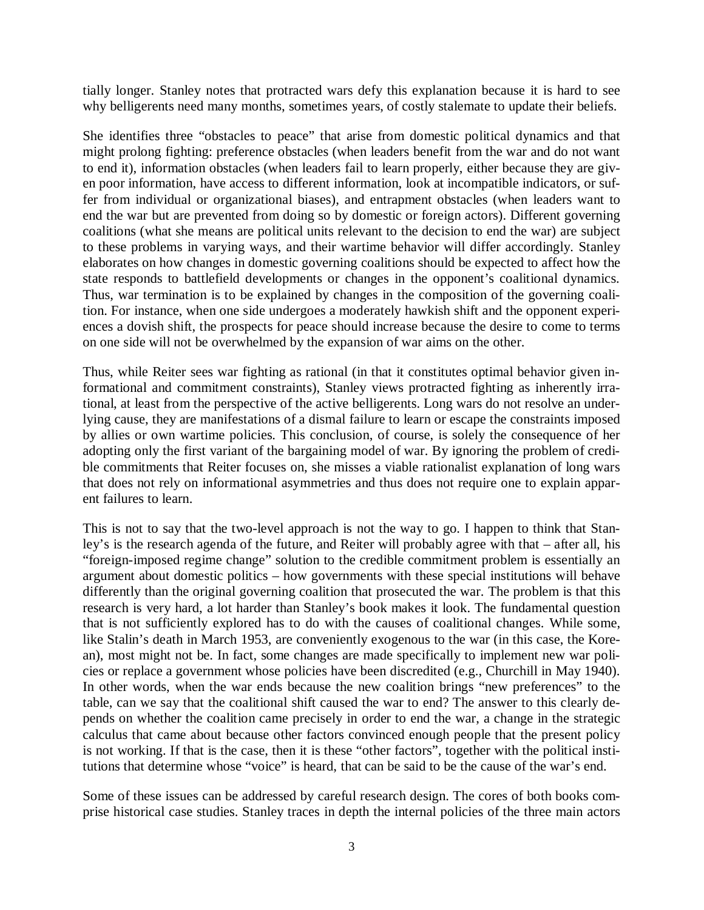tially longer. Stanley notes that protracted wars defy this explanation because it is hard to see why belligerents need many months, sometimes years, of costly stalemate to update their beliefs.

She identifies three "obstacles to peace" that arise from domestic political dynamics and that might prolong fighting: preference obstacles (when leaders benefit from the war and do not want to end it), information obstacles (when leaders fail to learn properly, either because they are given poor information, have access to different information, look at incompatible indicators, or suffer from individual or organizational biases), and entrapment obstacles (when leaders want to end the war but are prevented from doing so by domestic or foreign actors). Different governing coalitions (what she means are political units relevant to the decision to end the war) are subject to these problems in varying ways, and their wartime behavior will differ accordingly. Stanley elaborates on how changes in domestic governing coalitions should be expected to affect how the state responds to battlefield developments or changes in the opponent's coalitional dynamics. Thus, war termination is to be explained by changes in the composition of the governing coalition. For instance, when one side undergoes a moderately hawkish shift and the opponent experiences a dovish shift, the prospects for peace should increase because the desire to come to terms on one side will not be overwhelmed by the expansion of war aims on the other.

Thus, while Reiter sees war fighting as rational (in that it constitutes optimal behavior given informational and commitment constraints), Stanley views protracted fighting as inherently irrational, at least from the perspective of the active belligerents. Long wars do not resolve an underlying cause, they are manifestations of a dismal failure to learn or escape the constraints imposed by allies or own wartime policies. This conclusion, of course, is solely the consequence of her adopting only the first variant of the bargaining model of war. By ignoring the problem of credible commitments that Reiter focuses on, she misses a viable rationalist explanation of long wars that does not rely on informational asymmetries and thus does not require one to explain apparent failures to learn.

This is not to say that the two-level approach is not the way to go. I happen to think that Stanley's is the research agenda of the future, and Reiter will probably agree with that – after all, his "foreign-imposed regime change" solution to the credible commitment problem is essentially an argument about domestic politics – how governments with these special institutions will behave differently than the original governing coalition that prosecuted the war. The problem is that this research is very hard, a lot harder than Stanley's book makes it look. The fundamental question that is not sufficiently explored has to do with the causes of coalitional changes. While some, like Stalin's death in March 1953, are conveniently exogenous to the war (in this case, the Korean), most might not be. In fact, some changes are made specifically to implement new war policies or replace a government whose policies have been discredited (e.g., Churchill in May 1940). In other words, when the war ends because the new coalition brings "new preferences" to the table, can we say that the coalitional shift caused the war to end? The answer to this clearly depends on whether the coalition came precisely in order to end the war, a change in the strategic calculus that came about because other factors convinced enough people that the present policy is not working. If that is the case, then it is these "other factors", together with the political institutions that determine whose "voice" is heard, that can be said to be the cause of the war's end.

Some of these issues can be addressed by careful research design. The cores of both books comprise historical case studies. Stanley traces in depth the internal policies of the three main actors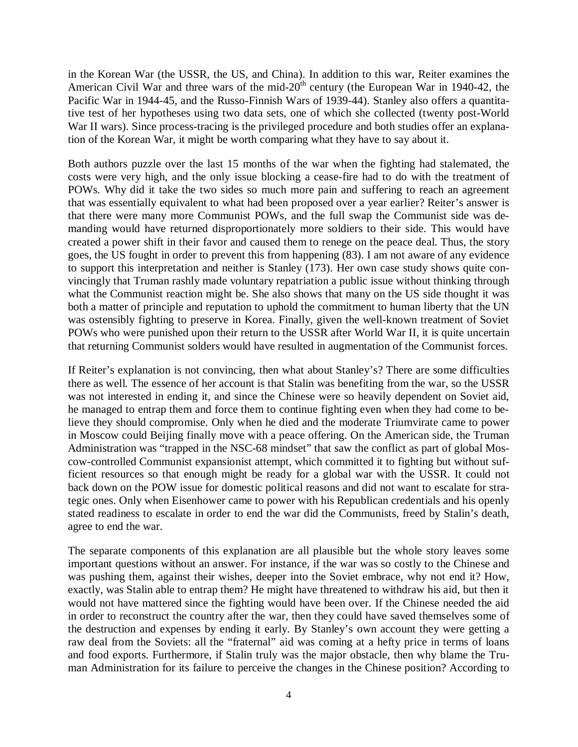in the Korean War (the USSR, the US, and China). In addition to this war, Reiter examines the American Civil War and three wars of the mid-20th century (the European War in 1940-42, the Pacific War in 1944-45, and the Russo-Finnish Wars of 1939-44). Stanley also offers a quantitative test of her hypotheses using two data sets, one of which she collected (twenty post-World War II wars). Since process-tracing is the privileged procedure and both studies offer an explanation of the Korean War, it might be worth comparing what they have to say about it.

Both authors puzzle over the last 15 months of the war when the fighting had stalemated, the costs were very high, and the only issue blocking a cease-fire had to do with the treatment of POWs. Why did it take the two sides so much more pain and suffering to reach an agreement that was essentially equivalent to what had been proposed over a year earlier? Reiter's answer is that there were many more Communist POWs, and the full swap the Communist side was demanding would have returned disproportionately more soldiers to their side. This would have created a power shift in their favor and caused them to renege on the peace deal. Thus, the story goes, the US fought in order to prevent this from happening (83). I am not aware of any evidence to support this interpretation and neither is Stanley (173). Her own case study shows quite convincingly that Truman rashly made voluntary repatriation a public issue without thinking through what the Communist reaction might be. She also shows that many on the US side thought it was both a matter of principle and reputation to uphold the commitment to human liberty that the UN was ostensibly fighting to preserve in Korea. Finally, given the well-known treatment of Soviet POWs who were punished upon their return to the USSR after World War II, it is quite uncertain that returning Communist solders would have resulted in augmentation of the Communist forces.

If Reiter's explanation is not convincing, then what about Stanley's? There are some difficulties there as well. The essence of her account is that Stalin was benefiting from the war, so the USSR was not interested in ending it, and since the Chinese were so heavily dependent on Soviet aid, he managed to entrap them and force them to continue fighting even when they had come to believe they should compromise. Only when he died and the moderate Triumvirate came to power in Moscow could Beijing finally move with a peace offering. On the American side, the Truman Administration was "trapped in the NSC-68 mindset" that saw the conflict as part of global Moscow-controlled Communist expansionist attempt, which committed it to fighting but without sufficient resources so that enough might be ready for a global war with the USSR. It could not back down on the POW issue for domestic political reasons and did not want to escalate for strategic ones. Only when Eisenhower came to power with his Republican credentials and his openly stated readiness to escalate in order to end the war did the Communists, freed by Stalin's death, agree to end the war.

The separate components of this explanation are all plausible but the whole story leaves some important questions without an answer. For instance, if the war was so costly to the Chinese and was pushing them, against their wishes, deeper into the Soviet embrace, why not end it? How, exactly, was Stalin able to entrap them? He might have threatened to withdraw his aid, but then it would not have mattered since the fighting would have been over. If the Chinese needed the aid in order to reconstruct the country after the war, then they could have saved themselves some of the destruction and expenses by ending it early. By Stanley's own account they were getting a raw deal from the Soviets: all the "fraternal" aid was coming at a hefty price in terms of loans and food exports. Furthermore, if Stalin truly was the major obstacle, then why blame the Truman Administration for its failure to perceive the changes in the Chinese position? According to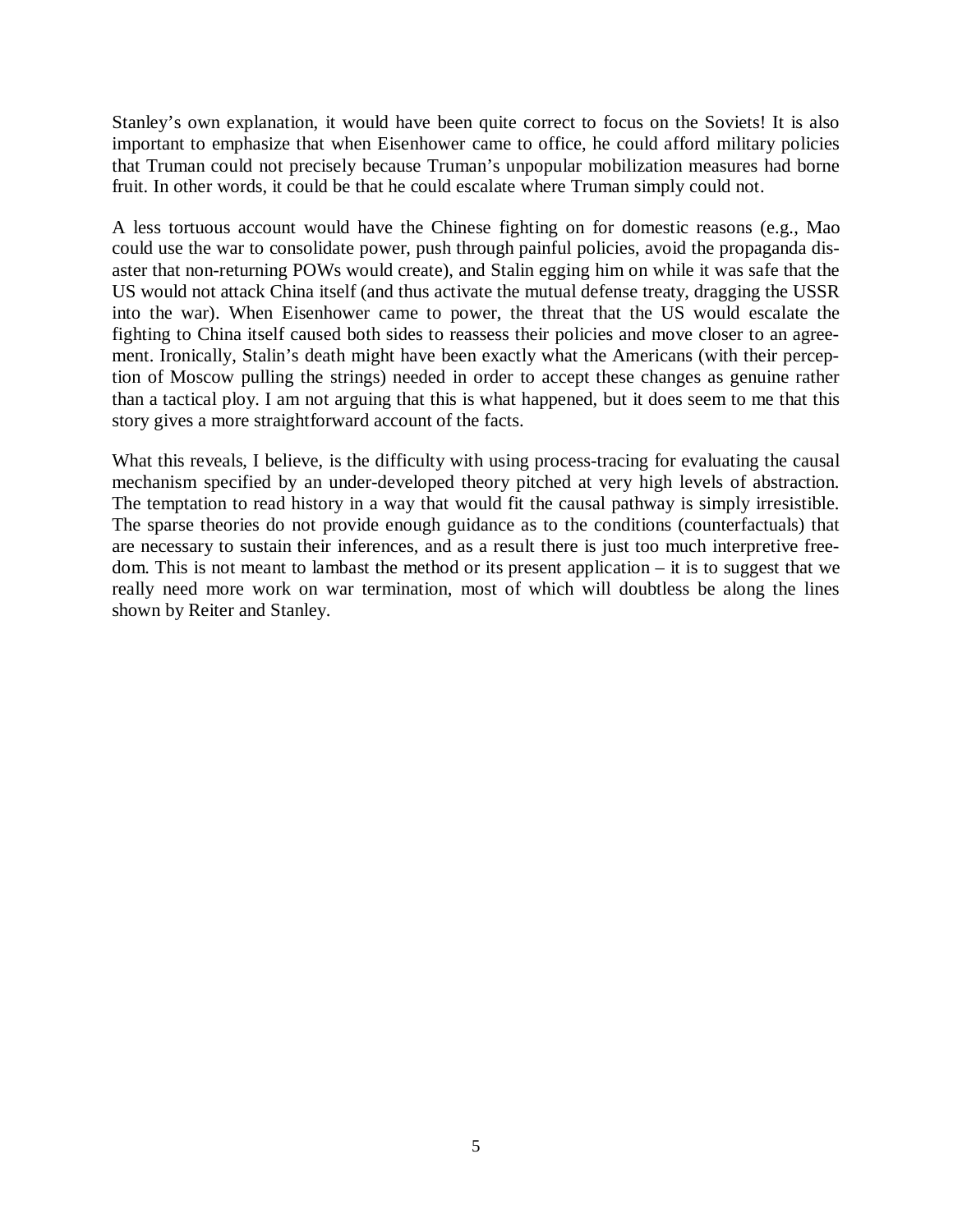Stanley's own explanation, it would have been quite correct to focus on the Soviets! It is also important to emphasize that when Eisenhower came to office, he could afford military policies that Truman could not precisely because Truman's unpopular mobilization measures had borne fruit. In other words, it could be that he could escalate where Truman simply could not.

A less tortuous account would have the Chinese fighting on for domestic reasons (e.g., Mao could use the war to consolidate power, push through painful policies, avoid the propaganda disaster that non-returning POWs would create), and Stalin egging him on while it was safe that the US would not attack China itself (and thus activate the mutual defense treaty, dragging the USSR into the war). When Eisenhower came to power, the threat that the US would escalate the fighting to China itself caused both sides to reassess their policies and move closer to an agreement. Ironically, Stalin's death might have been exactly what the Americans (with their perception of Moscow pulling the strings) needed in order to accept these changes as genuine rather than a tactical ploy. I am not arguing that this is what happened, but it does seem to me that this story gives a more straightforward account of the facts.

What this reveals, I believe, is the difficulty with using process-tracing for evaluating the causal mechanism specified by an under-developed theory pitched at very high levels of abstraction. The temptation to read history in a way that would fit the causal pathway is simply irresistible. The sparse theories do not provide enough guidance as to the conditions (counterfactuals) that are necessary to sustain their inferences, and as a result there is just too much interpretive freedom. This is not meant to lambast the method or its present application – it is to suggest that we really need more work on war termination, most of which will doubtless be along the lines shown by Reiter and Stanley.